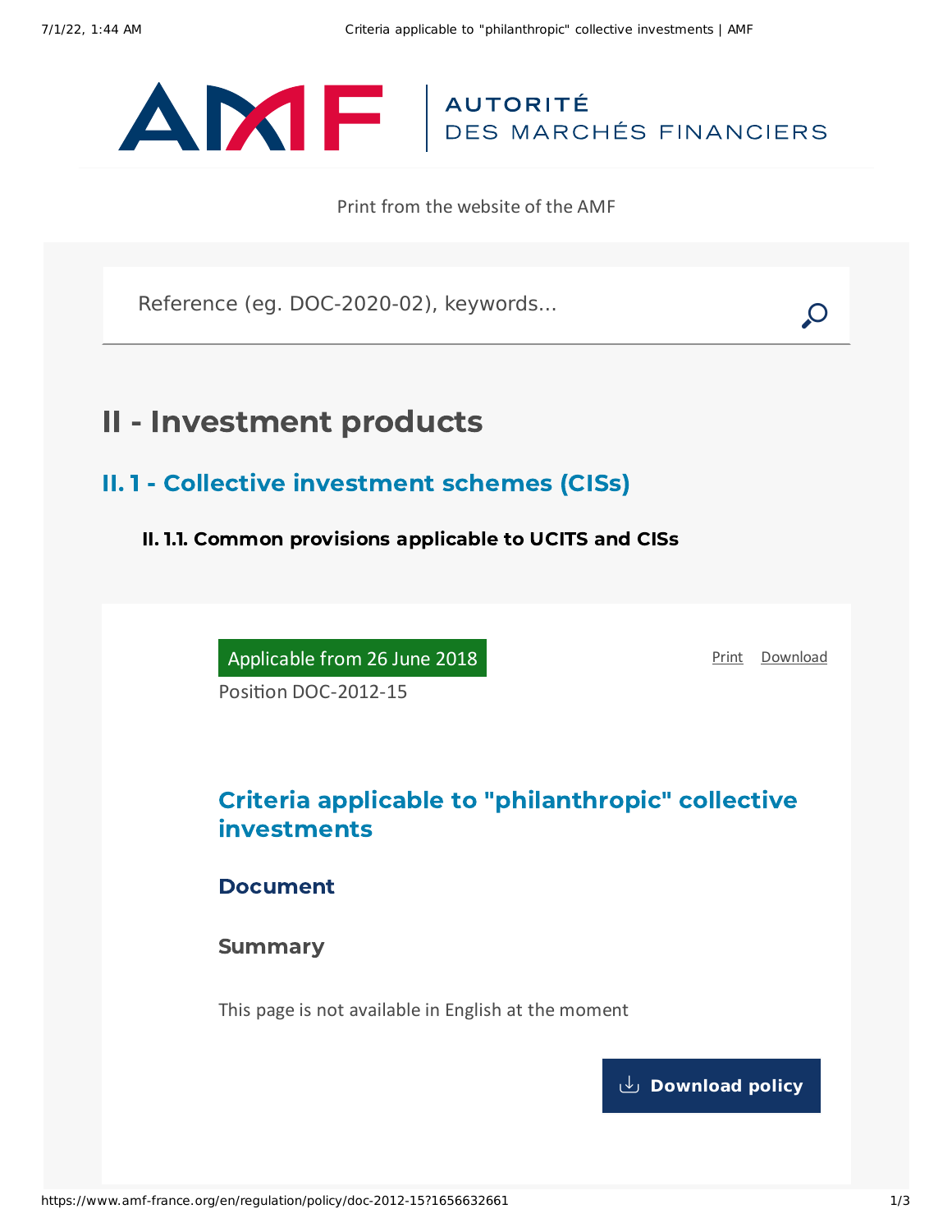AUTORITÉ DES MARCHÉS FINANCIERS

Print from the website of the AMF

Reference (eg. DOC-2020-02), keywords...

# II - Investment products

## II. 1 - Collective investment schemes (CISs)

### II. 1.1. Common provisions applicable to UCITS and CISs

Applicable from 26 June 2018

Position DOC-2012-15

Print Download

## Criteria applicable to "philanthropic" collective investments

### Document

### Summary

This page is not available in English at the moment

Download policy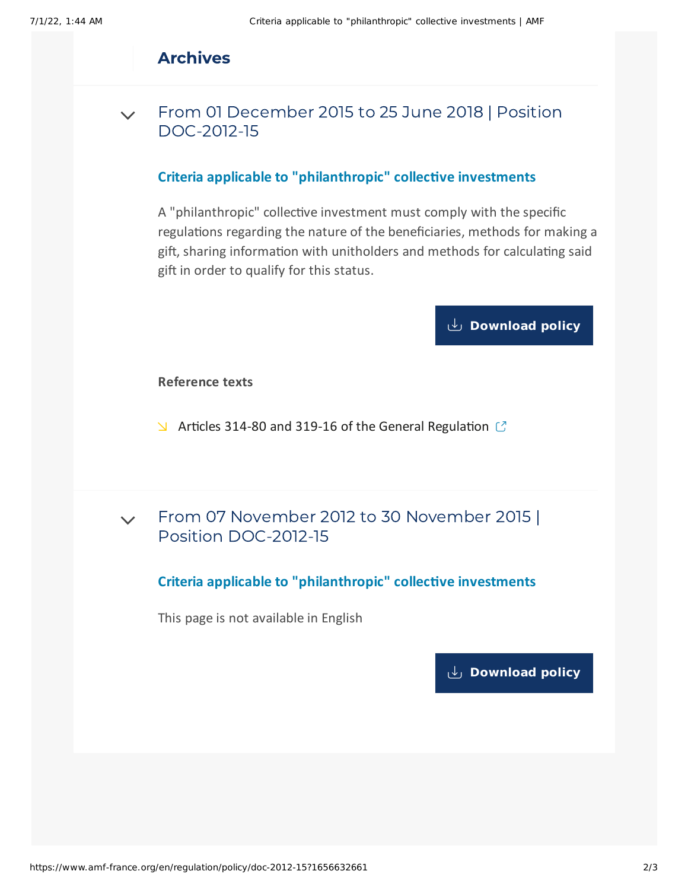## Archives

### From 01 December 2015 to 25 June 2018 | Position DOC-2012-15

**Criteria applicable to "philanthropic" collective investments**

A "philanthropic" collective investment must comply with the specific regulations regarding the nature of the beneficiaries, methods for making a gift, sharing information with unitholders and methods for calculating said gift in order to qualify for this status.

**Download policy**

**Reference texts**

- Articles 314-80 and 319-16 of the General Regulation

### From 07 November 2012 to 30 November 2015 | Position DOC-2012-15

**Criteria applicable to "philanthropic" collective investments**

This page is not available in English

**Download policy**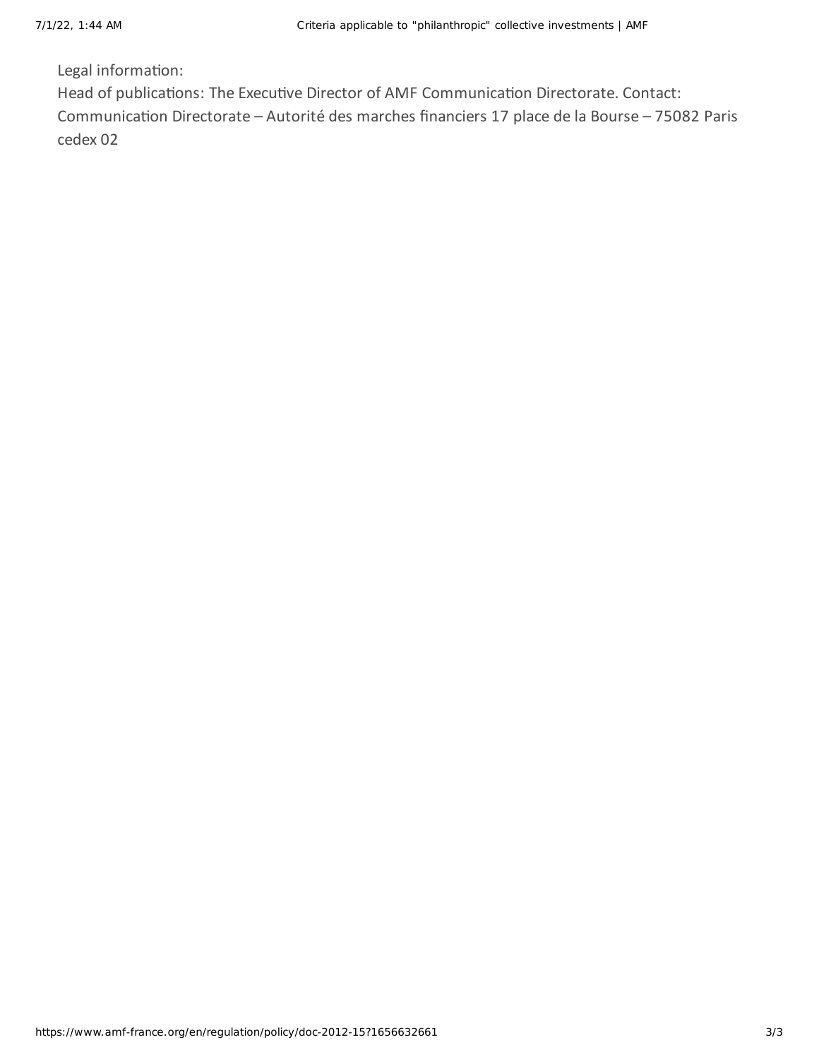Legal information:

Head of publications: The Executive Director of AMF Communication Directorate. Contact: Communication Directorate – Autorité des marches financiers 17 place de la Bourse – 75082 Paris cedex 02